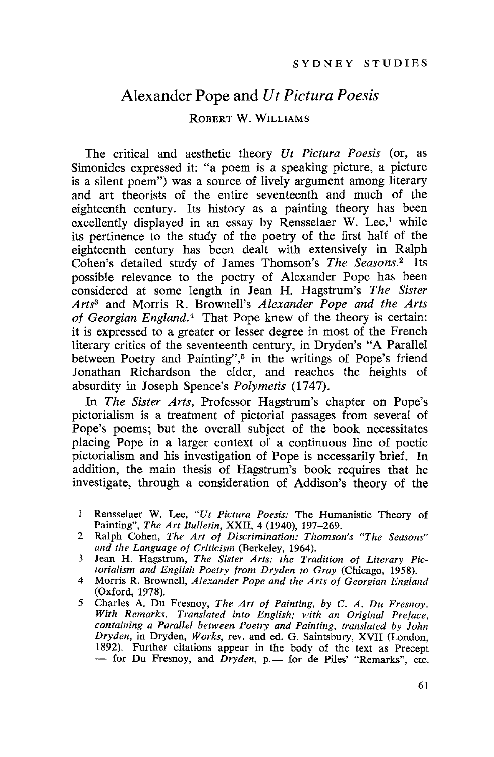# Alexander Pope and *Ut Pictura Poesis*

ROBERT W. WILLIAMS

The critical and aesthetic theory *Ut Pictura Poesis* (or, as Simonides expressed it: "a poem is a speaking picture, a picture is a silent poem") was a source of lively argument among literary and art theorists of the entire seventeenth and much of the eighteenth century. Its history as a painting theory has been excellently displayed in an essay by Rensselaer W. Lee,[1] while its pertinence to the study of the poetry of the first half of the eighteenth century has been dealt with extensively in Ralph Cohen's detailed study of James Thomson's *The Seasons*.[2] Its possible relevance to the poetry of Alexander Pope has been considered at some length in Jean H. Hagstrum's *The Sister Arts*[3] and Morris R. Brownell's *Alexander Pope and the Arts of Georgian England*.[4] That Pope knew of the theory is certain: it is expressed to a greater or lesser degree in most of the French literary critics of the seventeenth century, in Dryden's "A Parallel between Poetry and Painting",[5] in the writings of Pope's friend Jonathan Richardson the elder, and reaches the heights of absurdity in Joseph Spence's *Polymetis* (1747).

In *The Sister Arts,* Professor Hagstrum's chapter on Pope's pictorialism is a treatment of pictorial passages from several of Pope's poems; but the overall subject of the book necessitates placing Pope in a larger context of a continuous line of poetic pictorialism and his investigation of Pope is necessarily brief. In addition, the main thesis of Hagstrum's book requires that he investigate, through a consideration of Addison's theory of the

1 Rensselaer W. Lee, "*Ut Pictura Poesis:* The Humanistic Theory of Painting", *The Art Bulletin*, XXII, 4 (1940), 197–269.

2 Ralph Cohen, *The Art of Discrimination: Thomson's "The Seasons" and the Language of Criticism* (Berkeley, 1964).

3 Jean H. Hagstrum, *The Sister Arts: the Tradition of Literary Pictorialism and English Poetry from Dryden to Gray* (Chicago, 1958).

4 Morris R. Brownell, *Alexander Pope and the Arts of Georgian England* (Oxford, 1978).

5 Charles A. Du Fresnoy, *The Art of Painting, by C. A. Du Fresnoy. With Remarks. Translated into English; with an Original Preface, containing a Parallel between Poetry and Painting, translated by John Dryden*, in Dryden, *Works*, rev. and ed. G. Saintsbury, XVII (London, 1892). Further citations appear in the body of the text as Precept — for Du Fresnoy, and *Dryden*, p.— for de Piles' "Remarks", etc.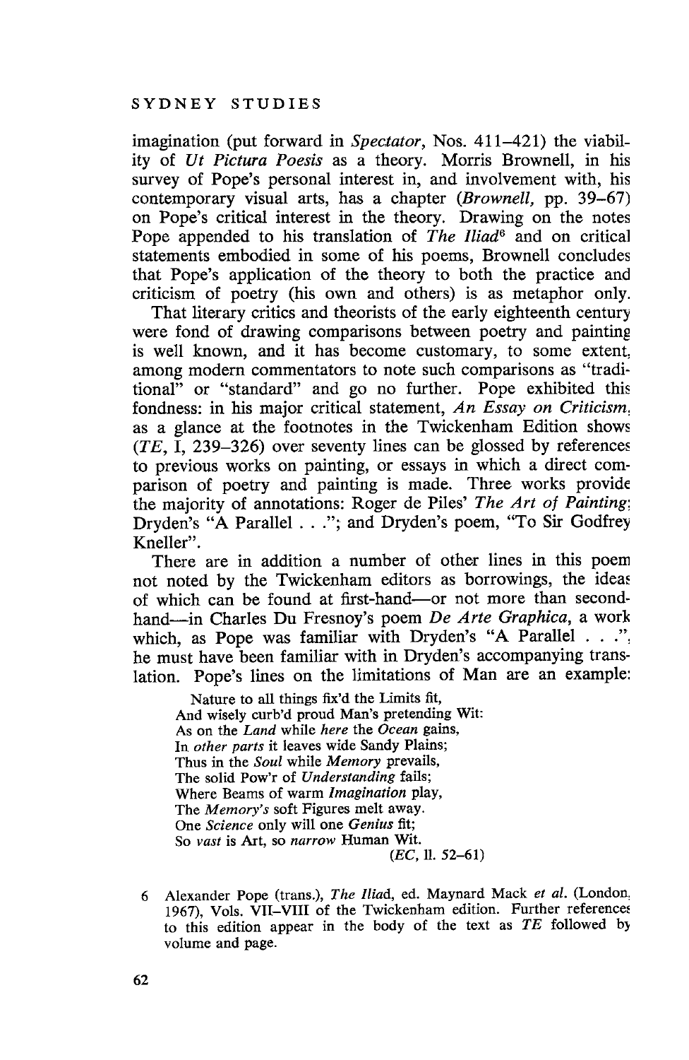imagination (put forward in *Spectator*, Nos. 411–421) the viability of *Ut Pictura Poesis* as a theory. Morris Brownell, in his survey of Pope's personal interest in, and involvement with, his contemporary visual arts, has a chapter (*Brownell*, pp. 39–67) on Pope's critical interest in the theory. Drawing on the notes Pope appended to his translation of *The Iliad*[6] and on critical statements embodied in some of his poems, Brownell concludes that Pope's application of the theory to both the practice and criticism of poetry (his own and others) is as metaphor only.

That literary critics and theorists of the early eighteenth century were fond of drawing comparisons between poetry and painting is well known, and it has become customary, to some extent, among modern commentators to note such comparisons as "traditional" or "standard" and go no further. Pope exhibited this fondness: in his major critical statement, *An Essay on Criticism*, as a glance at the footnotes in the Twickenham Edition shows (*TE*, I, 239–326) over seventy lines can be glossed by references to previous works on painting, or essays in which a direct comparison of poetry and painting is made. Three works provide the majority of annotations: Roger de Piles' *The Art of Painting*; Dryden's "A Parallel . . ."; and Dryden's poem, "To Sir Godfrey Kneller".

There are in addition a number of other lines in this poem not noted by the Twickenham editors as borrowings, the ideas of which can be found at first-hand—or not more than second-hand—in Charles Du Fresnoy's poem *De Arte Graphica*, a work which, as Pope was familiar with Dryden's "A Parallel . . .", he must have been familiar with in Dryden's accompanying translation. Pope's lines on the limitations of Man are an example:

> Nature to all things fix'd the Limits fit,
> And wisely curb'd proud Man's pretending Wit:
> As on the *Land* while *here* the *Ocean* gains,
> In *other parts* it leaves wide Sandy Plains;
> Thus in the *Soul* while *Memory* prevails,
> The solid Pow'r of *Understanding* fails;
> Where Beams of warm *Imagination* play,
> The *Memory's* soft Figures melt away.
> One *Science* only will one *Genius* fit;
> So *vast* is Art, so *narrow* Human Wit.
> (*EC*, ll. 52–61)

6 Alexander Pope (trans.), *The Iliad*, ed. Maynard Mack *et al.* (London, 1967), Vols. VII–VIII of the Twickenham edition. Further references to this edition appear in the body of the text as *TE* followed by volume and page.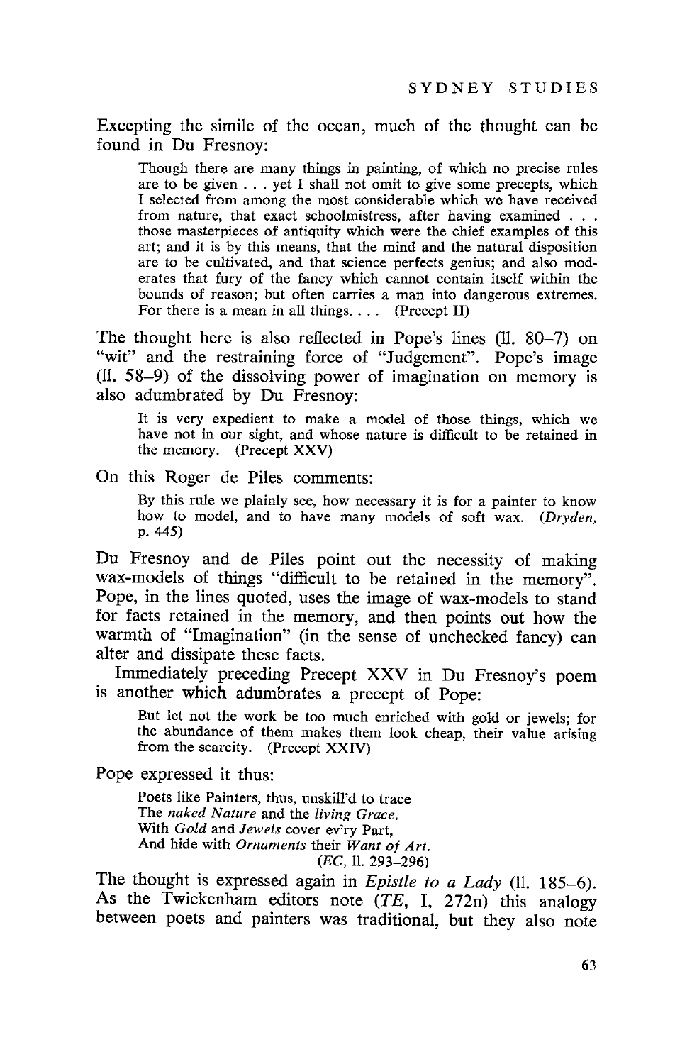Excepting the simile of the ocean, much of the thought can be found in Du Fresnoy:

> Though there are many things in painting, of which no precise rules are to be given . . . yet I shall not omit to give some precepts, which I selected from among the most considerable which we have received from nature, that exact schoolmistress, after having examined . . . those masterpieces of antiquity which were the chief examples of this art; and it is by this means, that the mind and the natural disposition are to be cultivated, and that science perfects genius; and also moderates that fury of the fancy which cannot contain itself within the bounds of reason; but often carries a man into dangerous extremes. For there is a mean in all things. . . . (Precept II)

The thought here is also reflected in Pope's lines (ll. 80–7) on "wit" and the restraining force of "Judgement". Pope's image (ll. 58–9) of the dissolving power of imagination on memory is also adumbrated by Du Fresnoy:

> It is very expedient to make a model of those things, which we have not in our sight, and whose nature is difficult to be retained in the memory. (Precept XXV)

On this Roger de Piles comments:

> By this rule we plainly see, how necessary it is for a painter to know how to model, and to have many models of soft wax. (*Dryden*, p. 445)

Du Fresnoy and de Piles point out the necessity of making wax-models of things "difficult to be retained in the memory". Pope, in the lines quoted, uses the image of wax-models to stand for facts retained in the memory, and then points out how the warmth of "Imagination" (in the sense of unchecked fancy) can alter and dissipate these facts.

Immediately preceding Precept XXV in Du Fresnoy's poem is another which adumbrates a precept of Pope:

> But let not the work be too much enriched with gold or jewels; for the abundance of them makes them look cheap, their value arising from the scarcity. (Precept XXIV)

Pope expressed it thus:

> Poets like Painters, thus, unskill'd to trace
> The *naked Nature* and the *living Grace*,
> With *Gold* and *Jewels* cover ev'ry Part,
> And hide with *Ornaments* their *Want of Art*.
> (*EC*, ll. 293–296)

The thought is expressed again in *Epistle to a Lady* (ll. 185–6). As the Twickenham editors note (*TE*, I, 272n) this analogy between poets and painters was traditional, but they also note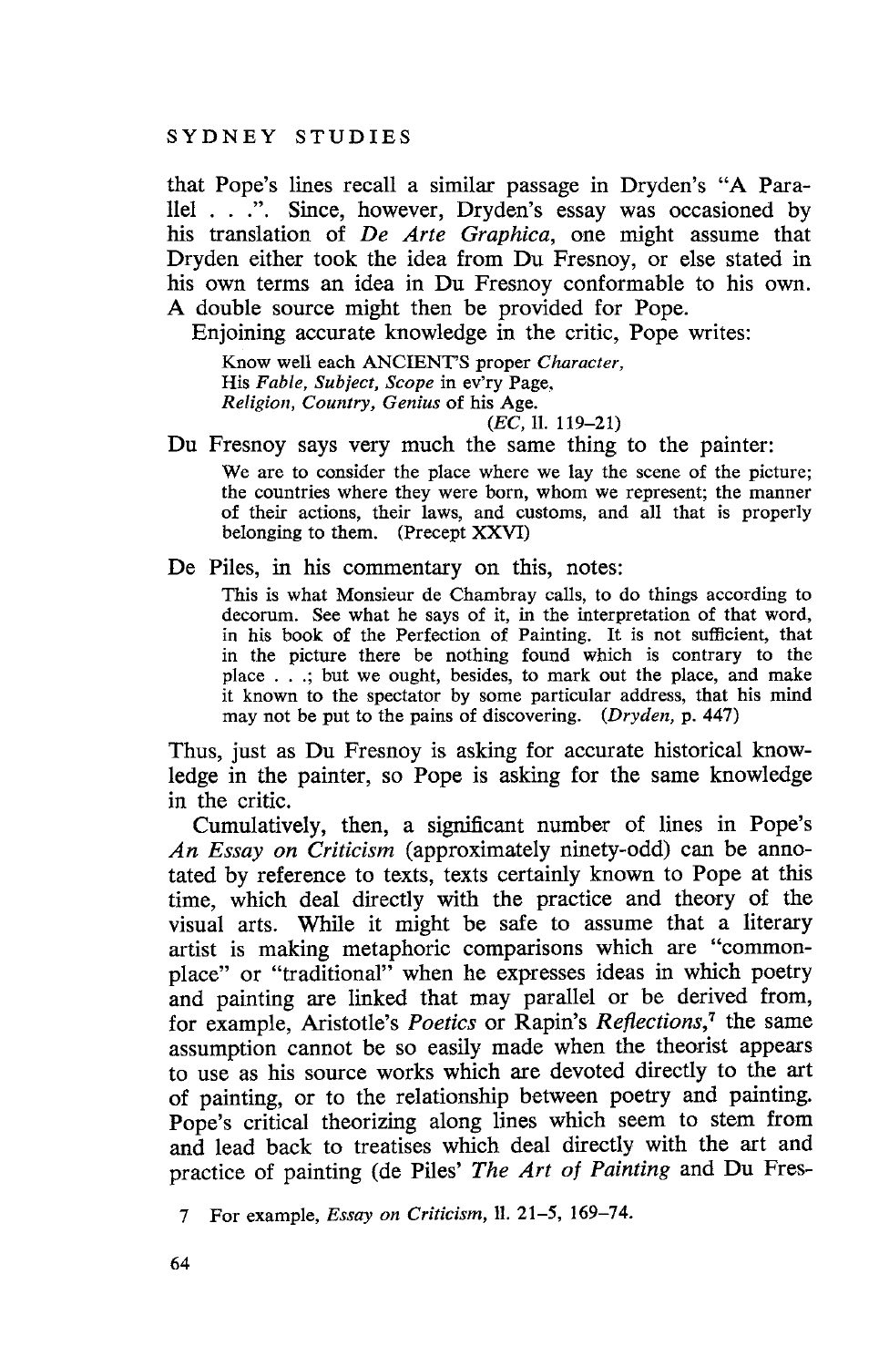that Pope's lines recall a similar passage in Dryden's "A Parallel . . .". Since, however, Dryden's essay was occasioned by his translation of *De Arte Graphica*, one might assume that Dryden either took the idea from Du Fresnoy, or else stated in his own terms an idea in Du Fresnoy conformable to his own. A double source might then be provided for Pope.

Enjoining accurate knowledge in the critic, Pope writes:

> Know well each ANCIENT'S proper *Character*,
> His *Fable*, *Subject*, *Scope* in ev'ry Page,
> *Religion*, *Country*, *Genius* of his Age.
> (*EC*, ll. 119–21)

Du Fresnoy says very much the same thing to the painter:

> We are to consider the place where we lay the scene of the picture; the countries where they were born, whom we represent; the manner of their actions, their laws, and customs, and all that is properly belonging to them. (Precept XXVI)

De Piles, in his commentary on this, notes:

> This is what Monsieur de Chambray calls, to do things according to decorum. See what he says of it, in the interpretation of that word, in his book of the Perfection of Painting. It is not sufficient, that in the picture there be nothing found which is contrary to the place . . .; but we ought, besides, to mark out the place, and make it known to the spectator by some particular address, that his mind may not be put to the pains of discovering. (*Dryden*, p. 447)

Thus, just as Du Fresnoy is asking for accurate historical knowledge in the painter, so Pope is asking for the same knowledge in the critic.

Cumulatively, then, a significant number of lines in Pope's *An Essay on Criticism* (approximately ninety-odd) can be annotated by reference to texts, texts certainly known to Pope at this time, which deal directly with the practice and theory of the visual arts. While it might be safe to assume that a literary artist is making metaphoric comparisons which are "commonplace" or "traditional" when he expresses ideas in which poetry and painting are linked that may parallel or be derived from, for example, Aristotle's *Poetics* or Rapin's *Reflections*,[7] the same assumption cannot be so easily made when the theorist appears to use as his source works which are devoted directly to the art of painting, or to the relationship between poetry and painting. Pope's critical theorizing along lines which seem to stem from and lead back to treatises which deal directly with the art and practice of painting (de Piles' *The Art of Painting* and Du Fres-

7 For example, *Essay on Criticism*, ll. 21–5, 169–74.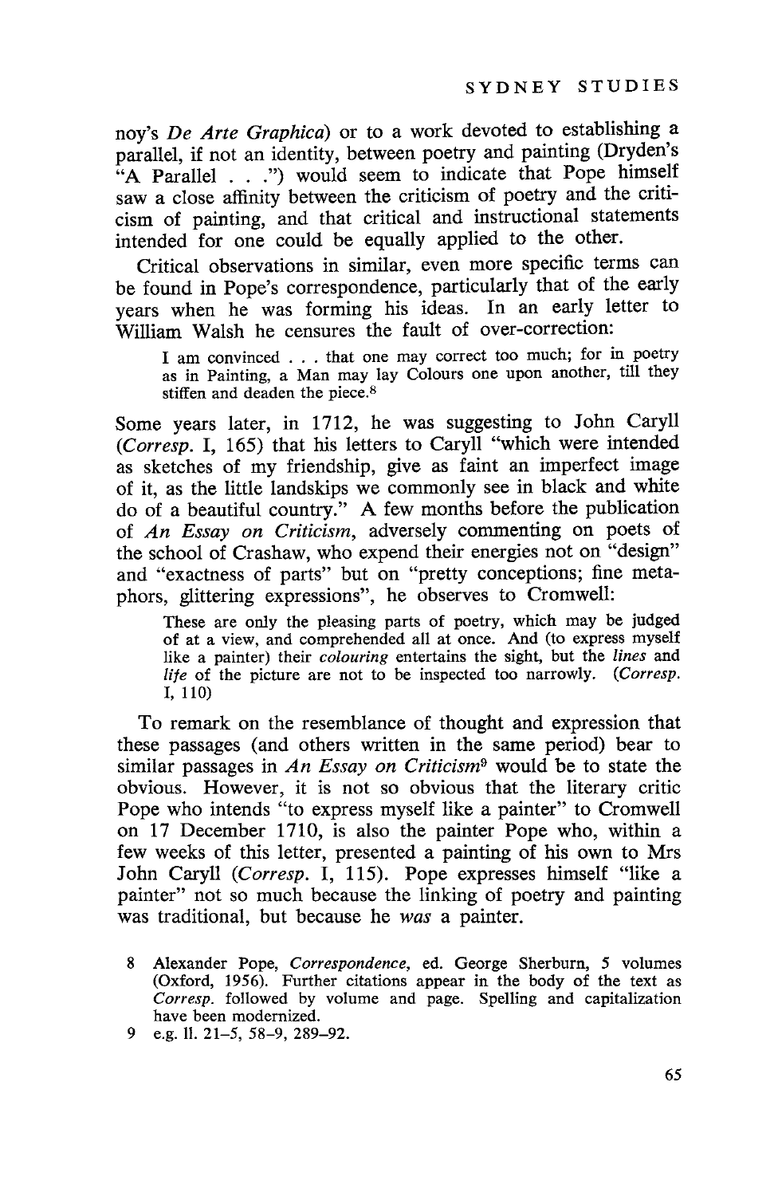noy's *De Arte Graphica*) or to a work devoted to establishing a parallel, if not an identity, between poetry and painting (Dryden's "A Parallel . . .") would seem to indicate that Pope himself saw a close affinity between the criticism of poetry and the criticism of painting, and that critical and instructional statements intended for one could be equally applied to the other.

Critical observations in similar, even more specific terms can be found in Pope's correspondence, particularly that of the early years when he was forming his ideas. In an early letter to William Walsh he censures the fault of over-correction:

> I am convinced . . . that one may correct too much; for in poetry as in Painting, a Man may lay Colours one upon another, till they stiffen and deaden the piece.[8]

Some years later, in 1712, he was suggesting to John Caryll (*Corresp.* I, 165) that his letters to Caryll "which were intended as sketches of my friendship, give as faint an imperfect image of it, as the little landskips we commonly see in black and white do of a beautiful country." A few months before the publication of *An Essay on Criticism*, adversely commenting on poets of the school of Crashaw, who expend their energies not on "design" and "exactness of parts" but on "pretty conceptions; fine metaphors, glittering expressions", he observes to Cromwell:

> These are only the pleasing parts of poetry, which may be judged of at a view, and comprehended all at once. And (to express myself like a painter) their *colouring* entertains the sight, but the *lines* and *life* of the picture are not to be inspected too narrowly. (*Corresp.* I, 110)

To remark on the resemblance of thought and expression that these passages (and others written in the same period) bear to similar passages in *An Essay on Criticism*[9] would be to state the obvious. However, it is not so obvious that the literary critic Pope who intends "to express myself like a painter" to Cromwell on 17 December 1710, is also the painter Pope who, within a few weeks of this letter, presented a painting of his own to Mrs John Caryll (*Corresp.* I, 115). Pope expresses himself "like a painter" not so much because the linking of poetry and painting was traditional, but because he *was* a painter.

8 Alexander Pope, *Correspondence*, ed. George Sherburn, 5 volumes (Oxford, 1956). Further citations appear in the body of the text as *Corresp.* followed by volume and page. Spelling and capitalization have been modernized.

9 e.g. ll. 21–5, 58–9, 289–92.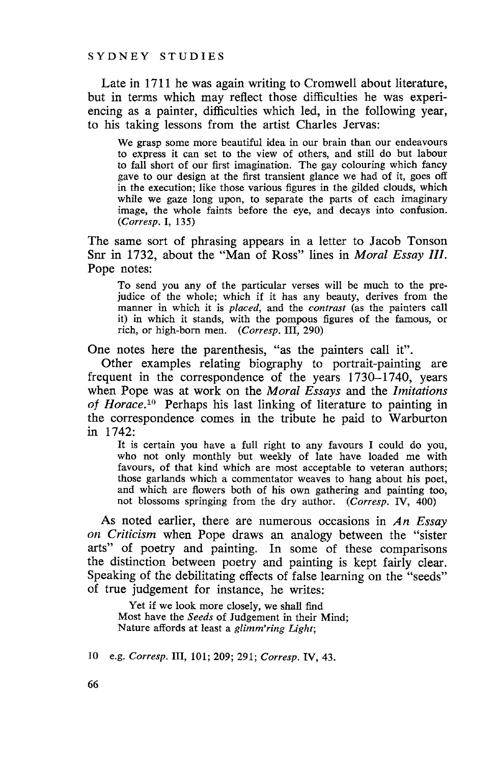Late in 1711 he was again writing to Cromwell about literature, but in terms which may reflect those difficulties he was experiencing as a painter, difficulties which led, in the following year, to his taking lessons from the artist Charles Jervas:

> We grasp some more beautiful idea in our brain than our endeavours to express it can set to the view of others, and still do but labour to fall short of our first imagination. The gay colouring which fancy gave to our design at the first transient glance we had of it, goes off in the execution; like those various figures in the gilded clouds, which while we gaze long upon, to separate the parts of each imaginary image, the whole faints before the eye, and decays into confusion. (*Corresp.* I, 135)

The same sort of phrasing appears in a letter to Jacob Tonson Snr in 1732, about the "Man of Ross" lines in *Moral Essay III*. Pope notes:

> To send you any of the particular verses will be much to the prejudice of the whole; which if it has any beauty, derives from the manner in which it is *placed*, and the *contrast* (as the painters call it) in which it stands, with the pompous figures of the famous, or rich, or high-born men. (*Corresp.* III, 290)

One notes here the parenthesis, "as the painters call it".

Other examples relating biography to portrait-painting are frequent in the correspondence of the years 1730–1740, years when Pope was at work on the *Moral Essays* and the *Imitations of Horace*.[10] Perhaps his last linking of literature to painting in the correspondence comes in the tribute he paid to Warburton in 1742:

> It is certain you have a full right to any favours I could do you, who not only monthly but weekly of late have loaded me with favours, of that kind which are most acceptable to veteran authors; those garlands which a commentator weaves to hang about his poet, and which are flowers both of his own gathering and painting too, not blossoms springing from the dry author. (*Corresp.* IV, 400)

As noted earlier, there are numerous occasions in *An Essay on Criticism* when Pope draws an analogy between the "sister arts" of poetry and painting. In some of these comparisons the distinction between poetry and painting is kept fairly clear. Speaking of the debilitating effects of false learning on the "seeds" of true judgement for instance, he writes:

> Yet if we look more closely, we shall find
> Most have the *Seeds* of Judgement in their Mind;
> Nature affords at least a *glimm'ring Light*;

10 e.g. *Corresp.* III, 101; 209; 291; *Corresp.* IV, 43.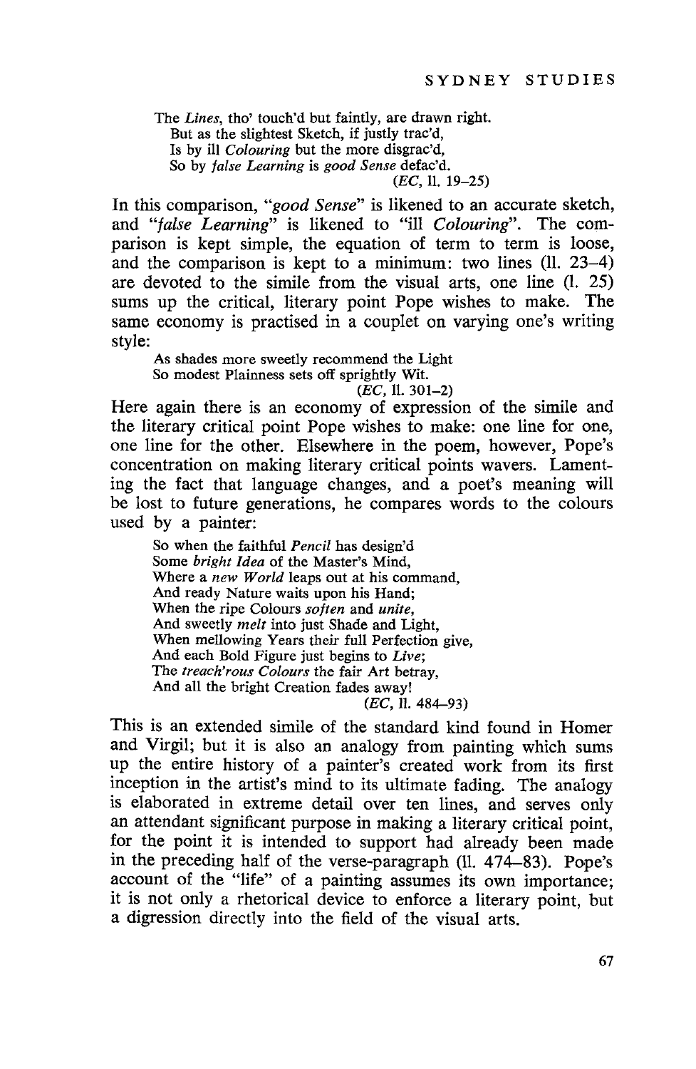The *Lines*, tho' touch'd but faintly, are drawn right.
But as the slightest Sketch, if justly trac'd,
Is by ill *Colouring* but the more disgrac'd,
So by *false Learning* is *good Sense* defac'd.
(*EC*, ll. 19–25)

In this comparison, "*good Sense*" is likened to an accurate sketch, and "*false Learning*" is likened to "ill *Colouring*". The comparison is kept simple, the equation of term to term is loose, and the comparison is kept to a minimum: two lines (ll. 23–4) are devoted to the simile from the visual arts, one line (l. 25) sums up the critical, literary point Pope wishes to make. The same economy is practised in a couplet on varying one's writing style:

As shades more sweetly recommend the Light
So modest Plainness sets off sprightly Wit.
(*EC*, ll. 301–2)

Here again there is an economy of expression of the simile and the literary critical point Pope wishes to make: one line for one, one line for the other. Elsewhere in the poem, however, Pope's concentration on making literary critical points wavers. Lamenting the fact that language changes, and a poet's meaning will be lost to future generations, he compares words to the colours used by a painter:

So when the faithful *Pencil* has design'd
Some *bright Idea* of the Master's Mind,
Where a *new World* leaps out at his command,
And ready Nature waits upon his Hand;
When the ripe Colours *soften* and *unite*,
And sweetly *melt* into just Shade and Light,
When mellowing Years their full Perfection give,
And each Bold Figure just begins to *Live*;
The *treach'rous Colours* the fair Art betray,
And all the bright Creation fades away!
(*EC*, ll. 484–93)

This is an extended simile of the standard kind found in Homer and Virgil; but it is also an analogy from painting which sums up the entire history of a painter's created work from its first inception in the artist's mind to its ultimate fading. The analogy is elaborated in extreme detail over ten lines, and serves only an attendant significant purpose in making a literary critical point, for the point it is intended to support had already been made in the preceding half of the verse-paragraph (ll. 474–83). Pope's account of the "life" of a painting assumes its own importance; it is not only a rhetorical device to enforce a literary point, but a digression directly into the field of the visual arts.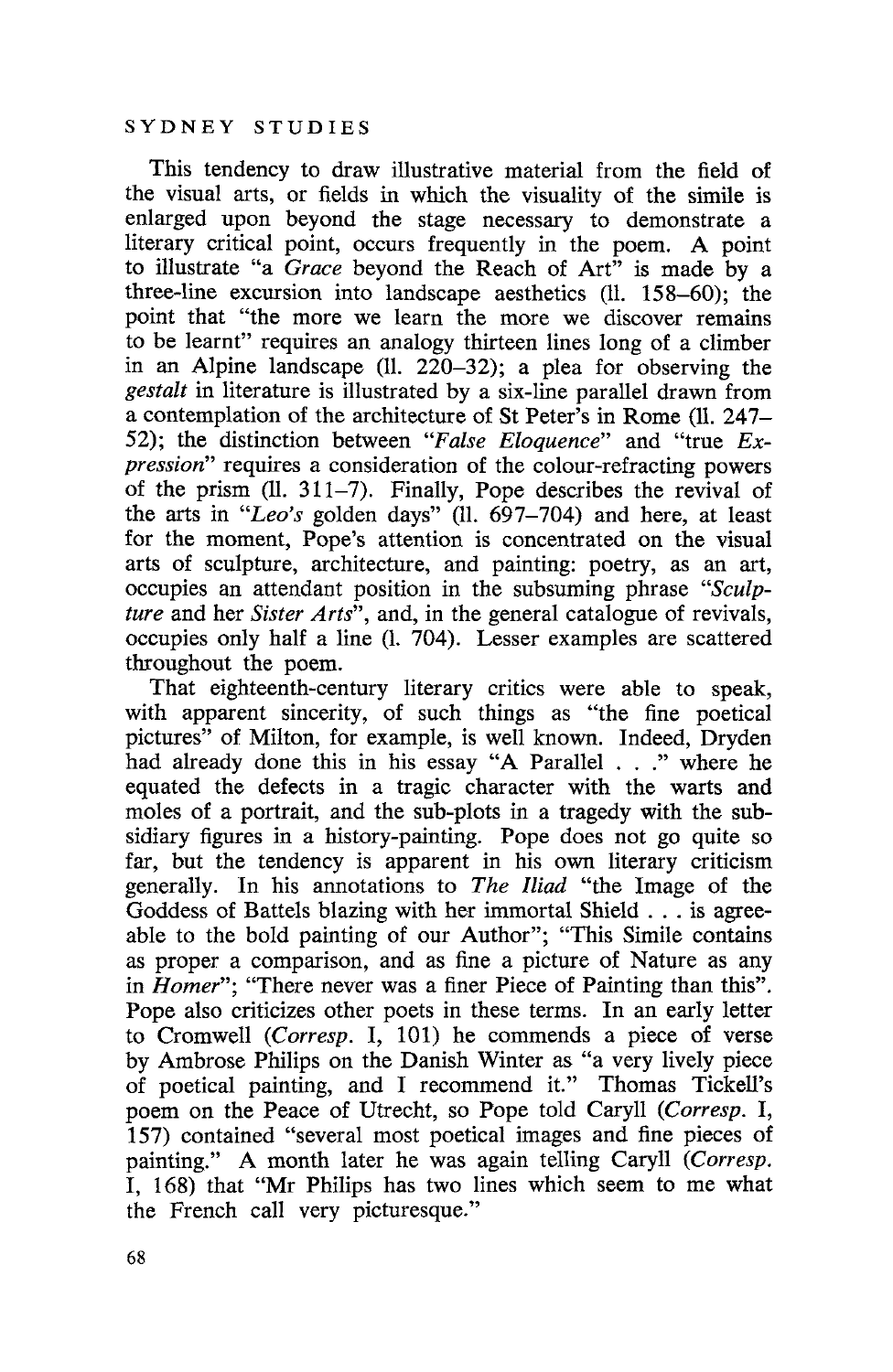This tendency to draw illustrative material from the field of the visual arts, or fields in which the visuality of the simile is enlarged upon beyond the stage necessary to demonstrate a literary critical point, occurs frequently in the poem. A point to illustrate "a *Grace* beyond the Reach of Art" is made by a three-line excursion into landscape aesthetics (ll. 158–60); the point that "the more we learn the more we discover remains to be learnt" requires an analogy thirteen lines long of a climber in an Alpine landscape (ll. 220–32); a plea for observing the *gestalt* in literature is illustrated by a six-line parallel drawn from a contemplation of the architecture of St Peter's in Rome (ll. 247–52); the distinction between "*False Eloquence*" and "true *Expression*" requires a consideration of the colour-refracting powers of the prism (ll. 311–7). Finally, Pope describes the revival of the arts in "*Leo's* golden days" (ll. 697–704) and here, at least for the moment, Pope's attention is concentrated on the visual arts of sculpture, architecture, and painting: poetry, as an art, occupies an attendant position in the subsuming phrase "*Sculpture* and her *Sister Arts*", and, in the general catalogue of revivals, occupies only half a line (l. 704). Lesser examples are scattered throughout the poem.

That eighteenth-century literary critics were able to speak, with apparent sincerity, of such things as "the fine poetical pictures" of Milton, for example, is well known. Indeed, Dryden had already done this in his essay "A Parallel . . ." where he equated the defects in a tragic character with the warts and moles of a portrait, and the sub-plots in a tragedy with the subsidiary figures in a history-painting. Pope does not go quite so far, but the tendency is apparent in his own literary criticism generally. In his annotations to *The Iliad* "the Image of the Goddess of Battels blazing with her immortal Shield . . . is agreeable to the bold painting of our Author"; "This Simile contains as proper a comparison, and as fine a picture of Nature as any in *Homer*"; "There never was a finer Piece of Painting than this". Pope also criticizes other poets in these terms. In an early letter to Cromwell (*Corresp.* I, 101) he commends a piece of verse by Ambrose Philips on the Danish Winter as "a very lively piece of poetical painting, and I recommend it." Thomas Tickell's poem on the Peace of Utrecht, so Pope told Caryll (*Corresp.* I, 157) contained "several most poetical images and fine pieces of painting." A month later he was again telling Caryll (*Corresp.* I, 168) that "Mr Philips has two lines which seem to me what the French call very picturesque."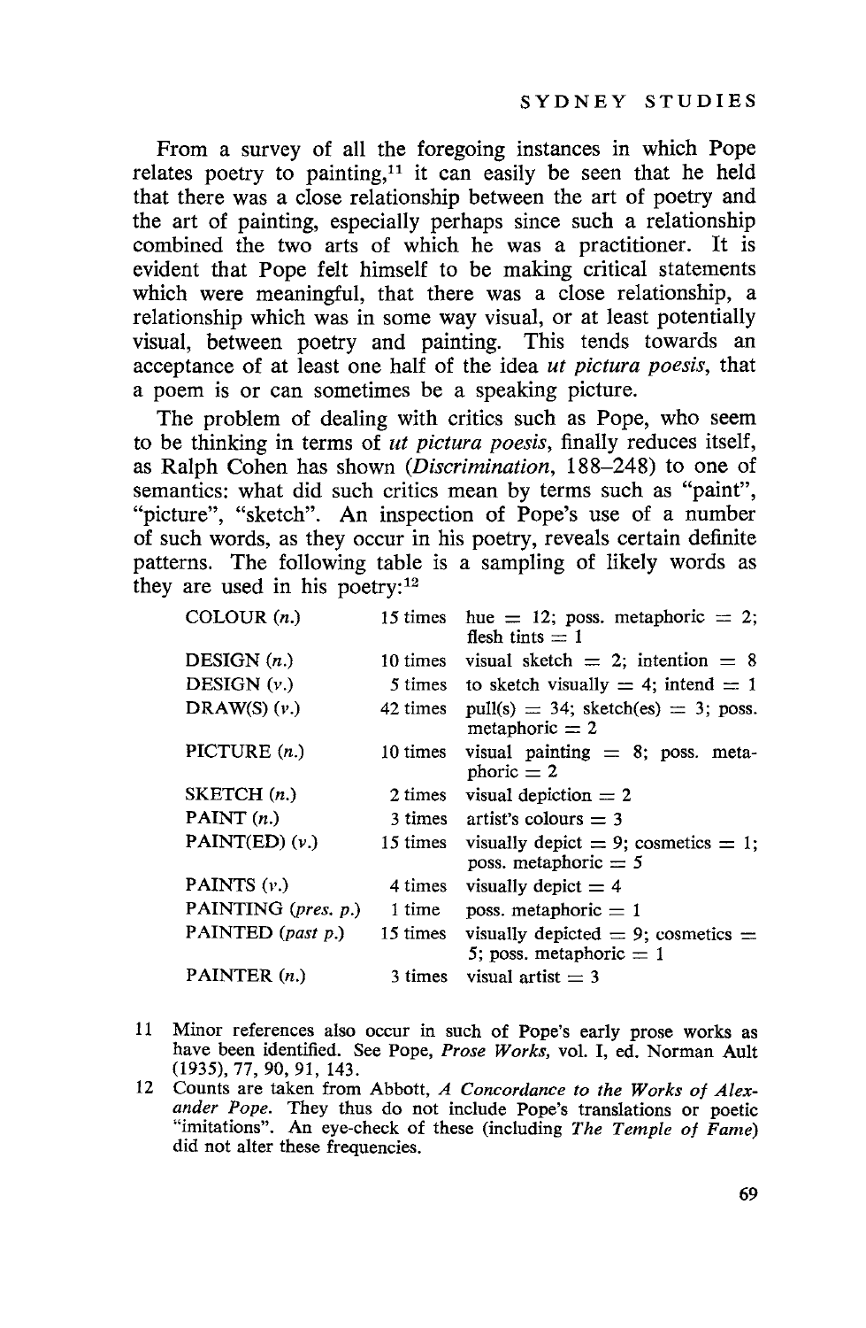From a survey of all the foregoing instances in which Pope relates poetry to painting,[11] it can easily be seen that he held that there was a close relationship between the art of poetry and the art of painting, especially perhaps since such a relationship combined the two arts of which he was a practitioner. It is evident that Pope felt himself to be making critical statements which were meaningful, that there was a close relationship, a relationship which was in some way visual, or at least potentially visual, between poetry and painting. This tends towards an acceptance of at least one half of the idea *ut pictura poesis*, that a poem is or can sometimes be a speaking picture.

The problem of dealing with critics such as Pope, who seem to be thinking in terms of *ut pictura poesis*, finally reduces itself, as Ralph Cohen has shown (*Discrimination*, 188–248) to one of semantics: what did such critics mean by terms such as "paint", "picture", "sketch". An inspection of Pope's use of a number of such words, as they occur in his poetry, reveals certain definite patterns. The following table is a sampling of likely words as they are used in his poetry:[12]

| | | |
|---|---|---|
| COLOUR (*n.*) | 15 times | hue = 12; poss. metaphoric = 2; flesh tints = 1 |
| DESIGN (*n.*) | 10 times | visual sketch = 2; intention = 8 |
| DESIGN (*v.*) | 5 times | to sketch visually = 4; intend = 1 |
| DRAW(S) (*v.*) | 42 times | pull(s) = 34; sketch(es) = 3; poss. metaphoric = 2 |
| PICTURE (*n.*) | 10 times | visual painting = 8; poss. metaphoric = 2 |
| SKETCH (*n.*) | 2 times | visual depiction = 2 |
| PAINT (*n.*) | 3 times | artist's colours = 3 |
| PAINT(ED) (*v.*) | 15 times | visually depict = 9; cosmetics = 1; poss. metaphoric = 5 |
| PAINTS (*v.*) | 4 times | visually depict = 4 |
| PAINTING (*pres. p.*) | 1 time | poss. metaphoric = 1 |
| PAINTED (*past p.*) | 15 times | visually depicted = 9; cosmetics = 5; poss. metaphoric = 1 |
| PAINTER (*n.*) | 3 times | visual artist = 3 |

11 Minor references also occur in such of Pope's early prose works as have been identified. See Pope, *Prose Works*, vol. I, ed. Norman Ault (1935), 77, 90, 91, 143.

12 Counts are taken from Abbott, *A Concordance to the Works of Alexander Pope*. They thus do not include Pope's translations or poetic "imitations". An eye-check of these (including *The Temple of Fame*) did not alter these frequencies.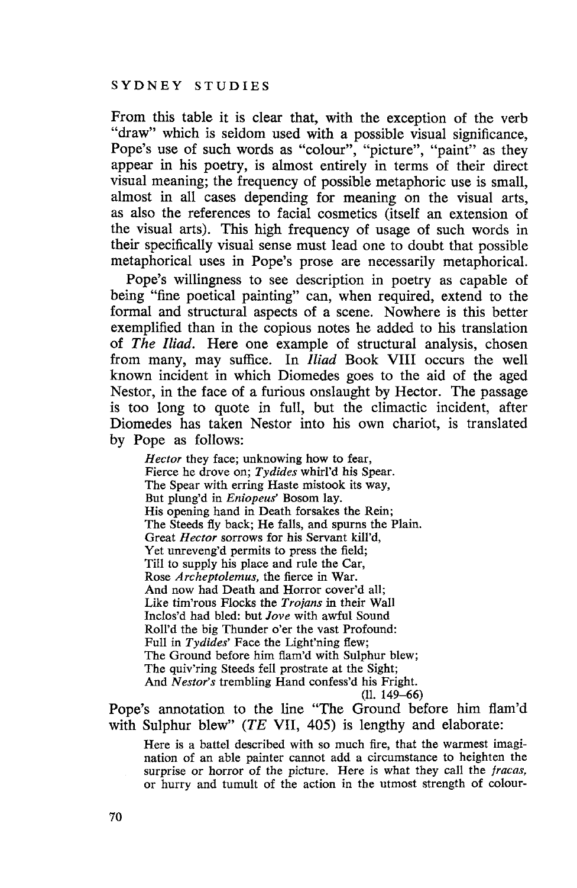From this table it is clear that, with the exception of the verb "draw" which is seldom used with a possible visual significance, Pope's use of such words as "colour", "picture", "paint" as they appear in his poetry, is almost entirely in terms of their direct visual meaning; the frequency of possible metaphoric use is small, almost in all cases depending for meaning on the visual arts, as also the references to facial cosmetics (itself an extension of the visual arts). This high frequency of usage of such words in their specifically visual sense must lead one to doubt that possible metaphorical uses in Pope's prose are necessarily metaphorical.

Pope's willingness to see description in poetry as capable of being "fine poetical painting" can, when required, extend to the formal and structural aspects of a scene. Nowhere is this better exemplified than in the copious notes he added to his translation of *The Iliad*. Here one example of structural analysis, chosen from many, may suffice. In *Iliad* Book VIII occurs the well known incident in which Diomedes goes to the aid of the aged Nestor, in the face of a furious onslaught by Hector. The passage is too long to quote in full, but the climactic incident, after Diomedes has taken Nestor into his own chariot, is translated by Pope as follows:

> *Hector* they face; unknowing how to fear,
> Fierce he drove on; *Tydides* whirl'd his Spear.
> The Spear with erring Haste mistook its way,
> But plung'd in *Eniopeus*' Bosom lay.
> His opening hand in Death forsakes the Rein;
> The Steeds fly back; He falls, and spurns the Plain.
> Great *Hector* sorrows for his Servant kill'd,
> Yet unreveng'd permits to press the field;
> Till to supply his place and rule the Car,
> Rose *Archeptolemus*, the fierce in War.
> And now had Death and Horror cover'd all;
> Like tim'rous Flocks the *Trojans* in their Wall
> Inclos'd had bled: but *Jove* with awful Sound
> Roll'd the big Thunder o'er the vast Profound:
> Full in *Tydides*' Face the Light'ning flew;
> The Ground before him flam'd with Sulphur blew;
> The quiv'ring Steeds fell prostrate at the Sight;
> And *Nestor's* trembling Hand confess'd his Fright.
>
> (ll. 149–66)

Pope's annotation to the line "The Ground before him flam'd with Sulphur blew" (*TE* VII, 405) is lengthy and elaborate:

> Here is a battel described with so much fire, that the warmest imagination of an able painter cannot add a circumstance to heighten the surprise or horror of the picture. Here is what they call the *fracas*, or hurry and tumult of the action in the utmost strength of colour-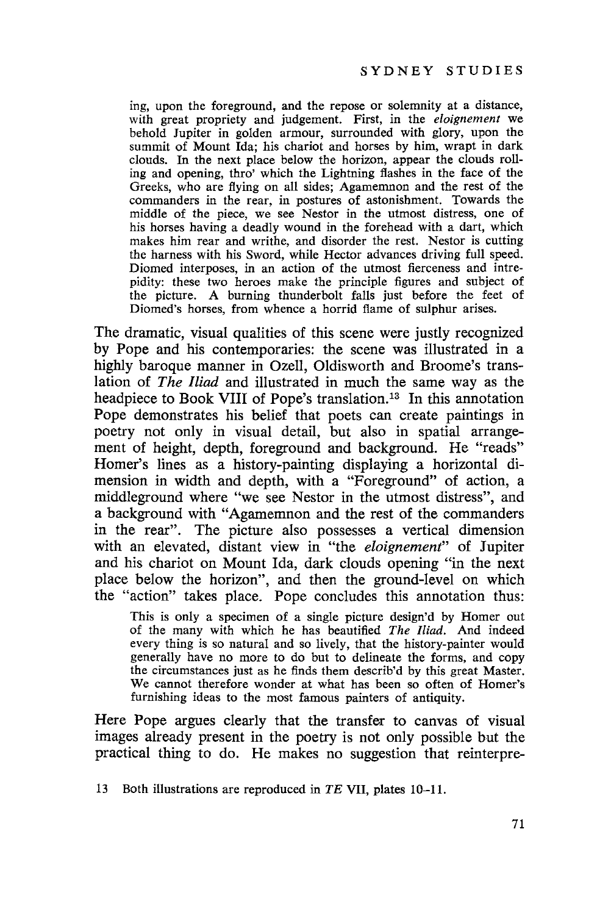> ing, upon the foreground, and the repose or solemnity at a distance, with great propriety and judgement. First, in the *eloignement* we behold Jupiter in golden armour, surrounded with glory, upon the summit of Mount Ida; his chariot and horses by him, wrapt in dark clouds. In the next place below the horizon, appear the clouds rolling and opening, thro' which the Lightning flashes in the face of the Greeks, who are flying on all sides; Agamemnon and the rest of the commanders in the rear, in postures of astonishment. Towards the middle of the piece, we see Nestor in the utmost distress, one of his horses having a deadly wound in the forehead with a dart, which makes him rear and writhe, and disorder the rest. Nestor is cutting the harness with his Sword, while Hector advances driving full speed. Diomed interposes, in an action of the utmost fierceness and intrepidity: these two heroes make the principle figures and subject of the picture. A burning thunderbolt falls just before the feet of Diomed's horses, from whence a horrid flame of sulphur arises.

The dramatic, visual qualities of this scene were justly recognized by Pope and his contemporaries: the scene was illustrated in a highly baroque manner in Ozell, Oldisworth and Broome's translation of *The Iliad* and illustrated in much the same way as the headpiece to Book VIII of Pope's translation.[13] In this annotation Pope demonstrates his belief that poets can create paintings in poetry not only in visual detail, but also in spatial arrangement of height, depth, foreground and background. He "reads" Homer's lines as a history-painting displaying a horizontal dimension in width and depth, with a "Foreground" of action, a middleground where "we see Nestor in the utmost distress", and a background with "Agamemnon and the rest of the commanders in the rear". The picture also possesses a vertical dimension with an elevated, distant view in "the *eloignement*" of Jupiter and his chariot on Mount Ida, dark clouds opening "in the next place below the horizon", and then the ground-level on which the "action" takes place. Pope concludes this annotation thus:

> This is only a specimen of a single picture design'd by Homer out of the many with which he has beautified *The Iliad*. And indeed every thing is so natural and so lively, that the history-painter would generally have no more to do but to delineate the forms, and copy the circumstances just as he finds them describ'd by this great Master. We cannot therefore wonder at what has been so often of Homer's furnishing ideas to the most famous painters of antiquity.

Here Pope argues clearly that the transfer to canvas of visual images already present in the poetry is not only possible but the practical thing to do. He makes no suggestion that reinterpre-

13 Both illustrations are reproduced in *TE* VII, plates 10–11.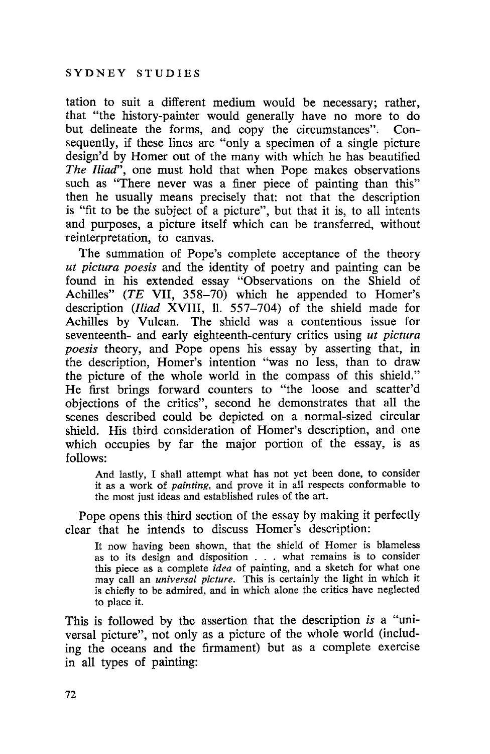tation to suit a different medium would be necessary; rather, that "the history-painter would generally have no more to do but delineate the forms, and copy the circumstances". Consequently, if these lines are "only a specimen of a single picture design'd by Homer out of the many with which he has beautified *The Iliad*", one must hold that when Pope makes observations such as "There never was a finer piece of painting than this" then he usually means precisely that: not that the description is "fit to be the subject of a picture", but that it is, to all intents and purposes, a picture itself which can be transferred, without reinterpretation, to canvas.

The summation of Pope's complete acceptance of the theory *ut pictura poesis* and the identity of poetry and painting can be found in his extended essay "Observations on the Shield of Achilles" (*TE* VII, 358–70) which he appended to Homer's description (*Iliad* XVIII, ll. 557–704) of the shield made for Achilles by Vulcan. The shield was a contentious issue for seventeenth- and early eighteenth-century critics using *ut pictura poesis* theory, and Pope opens his essay by asserting that, in the description, Homer's intention "was no less, than to draw the picture of the whole world in the compass of this shield." He first brings forward counters to "the loose and scatter'd objections of the critics", second he demonstrates that all the scenes described could be depicted on a normal-sized circular shield. His third consideration of Homer's description, and one which occupies by far the major portion of the essay, is as follows:

> And lastly, I shall attempt what has not yet been done, to consider it as a work of *painting*, and prove it in all respects conformable to the most just ideas and established rules of the art.

Pope opens this third section of the essay by making it perfectly clear that he intends to discuss Homer's description:

> It now having been shown, that the shield of Homer is blameless as to its design and disposition . . . what remains is to consider this piece as a complete *idea* of painting, and a sketch for what one may call an *universal picture*. This is certainly the light in which it is chiefly to be admired, and in which alone the critics have neglected to place it.

This is followed by the assertion that the description *is* a "universal picture", not only as a picture of the whole world (including the oceans and the firmament) but as a complete exercise in all types of painting: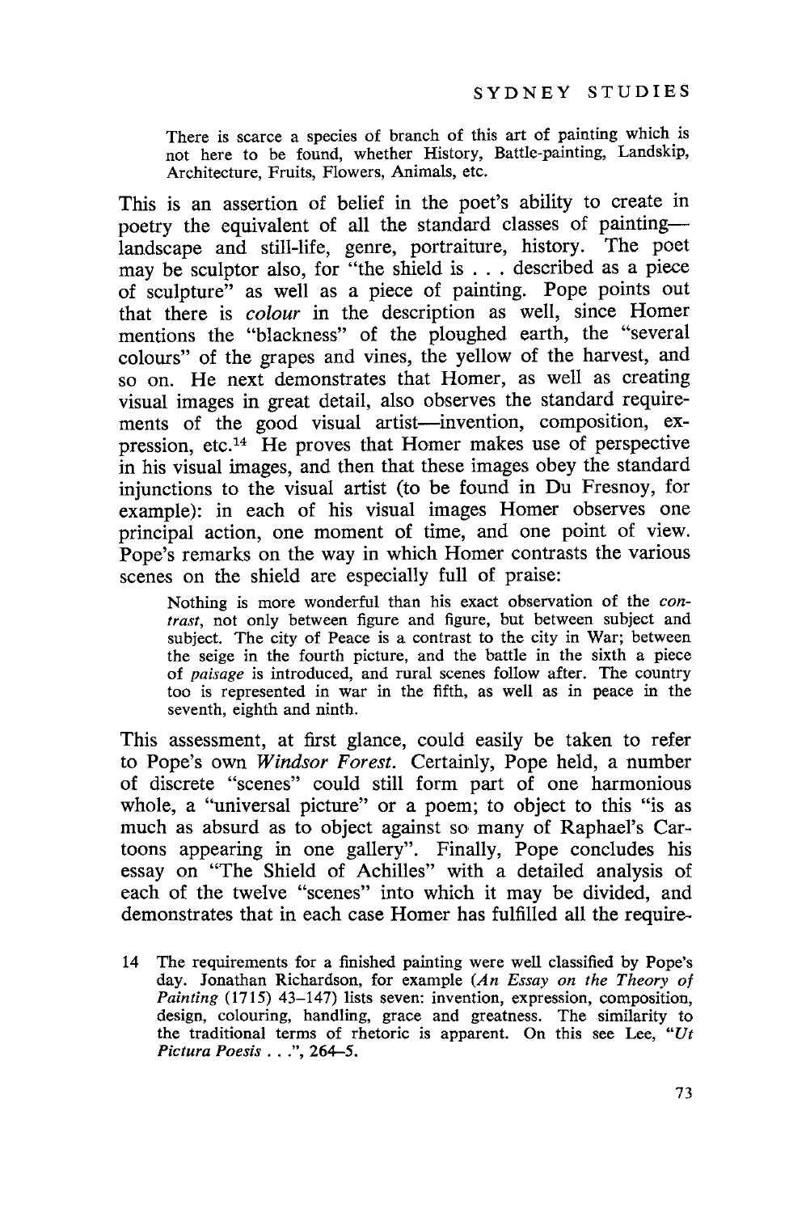> There is scarce a species of branch of this art of painting which is not here to be found, whether History, Battle-painting, Landskip, Architecture, Fruits, Flowers, Animals, etc.

This is an assertion of belief in the poet's ability to create in poetry the equivalent of all the standard classes of painting—landscape and still-life, genre, portraiture, history. The poet may be sculptor also, for "the shield is . . . described as a piece of sculpture" as well as a piece of painting. Pope points out that there is *colour* in the description as well, since Homer mentions the "blackness" of the ploughed earth, the "several colours" of the grapes and vines, the yellow of the harvest, and so on. He next demonstrates that Homer, as well as creating visual images in great detail, also observes the standard requirements of the good visual artist—invention, composition, expression, etc.[14] He proves that Homer makes use of perspective in his visual images, and then that these images obey the standard injunctions to the visual artist (to be found in Du Fresnoy, for example): in each of his visual images Homer observes one principal action, one moment of time, and one point of view. Pope's remarks on the way in which Homer contrasts the various scenes on the shield are especially full of praise:

> Nothing is more wonderful than his exact observation of the *contrast*, not only between figure and figure, but between subject and subject. The city of Peace is a contrast to the city in War; between the seige in the fourth picture, and the battle in the sixth a piece of *paisage* is introduced, and rural scenes follow after. The country too is represented in war in the fifth, as well as in peace in the seventh, eighth and ninth.

This assessment, at first glance, could easily be taken to refer to Pope's own *Windsor Forest.* Certainly, Pope held, a number of discrete "scenes" could still form part of one harmonious whole, a "universal picture" or a poem; to object to this "is as much as absurd as to object against so many of Raphael's Cartoons appearing in one gallery". Finally, Pope concludes his essay on "The Shield of Achilles" with a detailed analysis of each of the twelve "scenes" into which it may be divided, and demonstrates that in each case Homer has fulfilled all the require-

14 The requirements for a finished painting were well classified by Pope's day. Jonathan Richardson, for example (*An Essay on the Theory of Painting* (1715) 43–147) lists seven: invention, expression, composition, design, colouring, handling, grace and greatness. The similarity to the traditional terms of rhetoric is apparent. On this see Lee, "*Ut Pictura Poesis . . .*", 264–5.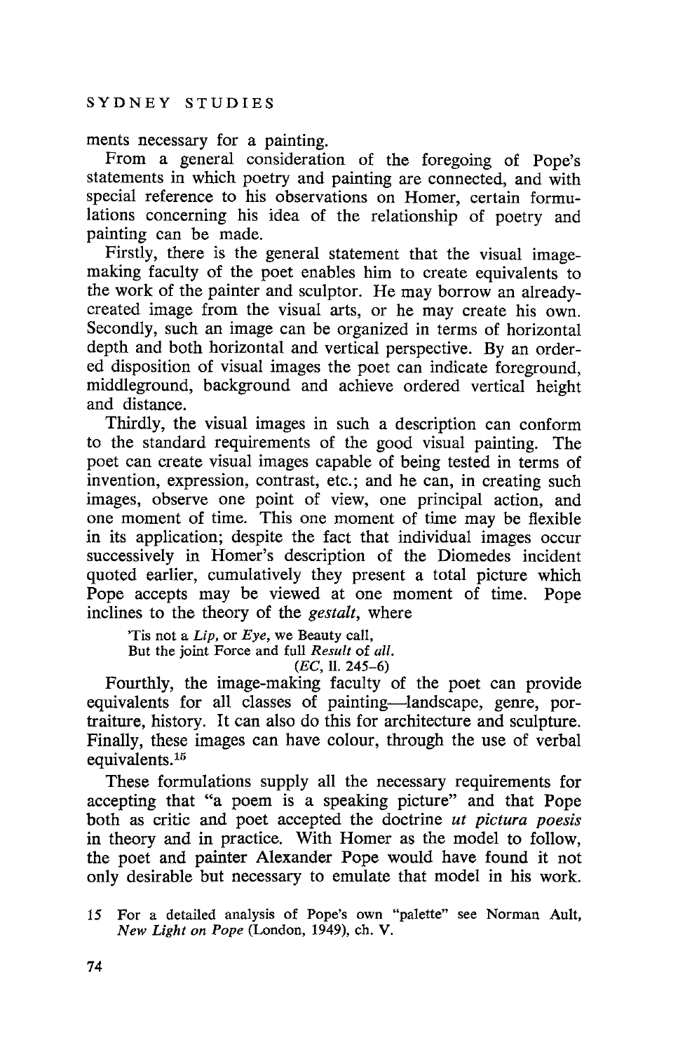ments necessary for a painting.

From a general consideration of the foregoing of Pope's statements in which poetry and painting are connected, and with special reference to his observations on Homer, certain formulations concerning his idea of the relationship of poetry and painting can be made.

Firstly, there is the general statement that the visual image-making faculty of the poet enables him to create equivalents to the work of the painter and sculptor. He may borrow an already-created image from the visual arts, or he may create his own. Secondly, such an image can be organized in terms of horizontal depth and both horizontal and vertical perspective. By an ordered disposition of visual images the poet can indicate foreground, middleground, background and achieve ordered vertical height and distance.

Thirdly, the visual images in such a description can conform to the standard requirements of the good visual painting. The poet can create visual images capable of being tested in terms of invention, expression, contrast, etc.; and he can, in creating such images, observe one point of view, one principal action, and one moment of time. This one moment of time may be flexible in its application; despite the fact that individual images occur successively in Homer's description of the Diomedes incident quoted earlier, cumulatively they present a total picture which Pope accepts may be viewed at one moment of time. Pope inclines to the theory of the *gestalt*, where

> 'Tis not a *Lip*, or *Eye*, we Beauty call,
> But the joint Force and full *Result* of *all*.
> (*EC*, ll. 245–6)

Fourthly, the image-making faculty of the poet can provide equivalents for all classes of painting—landscape, genre, portraiture, history. It can also do this for architecture and sculpture. Finally, these images can have colour, through the use of verbal equivalents.[15]

These formulations supply all the necessary requirements for accepting that "a poem is a speaking picture" and that Pope both as critic and poet accepted the doctrine *ut pictura poesis* in theory and in practice. With Homer as the model to follow, the poet and painter Alexander Pope would have found it not only desirable but necessary to emulate that model in his work.

15 For a detailed analysis of Pope's own "palette" see Norman Ault, *New Light on Pope* (London, 1949), ch. V.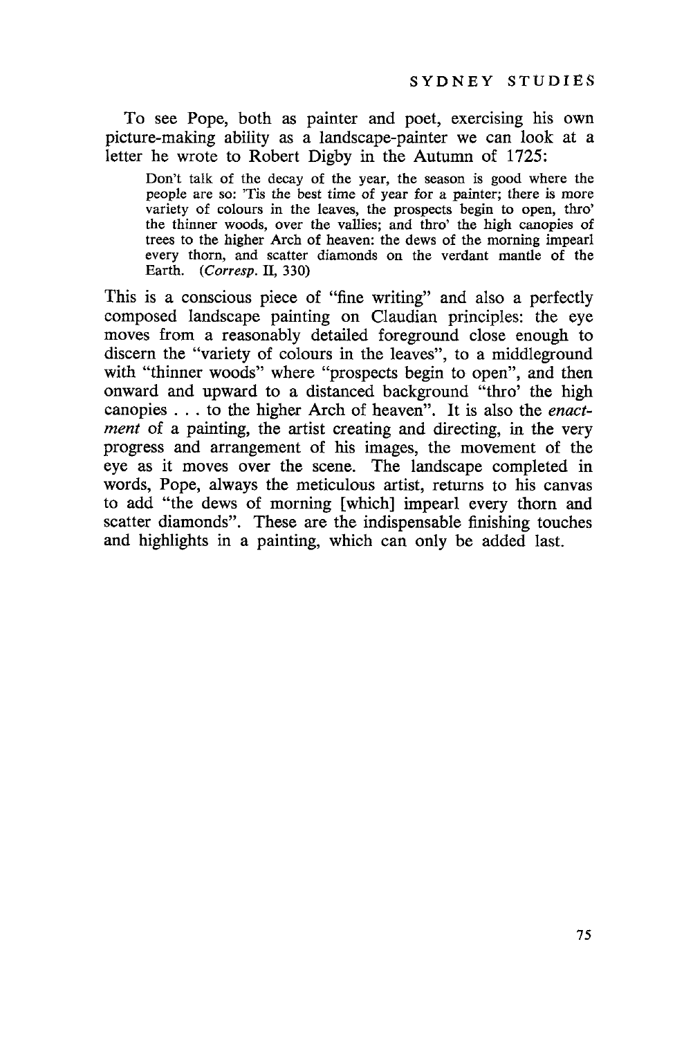To see Pope, both as painter and poet, exercising his own picture-making ability as a landscape-painter we can look at a letter he wrote to Robert Digby in the Autumn of 1725:

> Don't talk of the decay of the year, the season is good where the people are so: 'Tis the best time of year for a painter; there is more variety of colours in the leaves, the prospects begin to open, thro' the thinner woods, over the vallies; and thro' the high canopies of trees to the higher Arch of heaven: the dews of the morning impearl every thorn, and scatter diamonds on the verdant mantle of the Earth. (*Corresp.* II, 330)

This is a conscious piece of "fine writing" and also a perfectly composed landscape painting on Claudian principles: the eye moves from a reasonably detailed foreground close enough to discern the "variety of colours in the leaves", to a middleground with "thinner woods" where "prospects begin to open", and then onward and upward to a distanced background "thro' the high canopies . . . to the higher Arch of heaven". It is also the *enactment* of a painting, the artist creating and directing, in the very progress and arrangement of his images, the movement of the eye as it moves over the scene. The landscape completed in words, Pope, always the meticulous artist, returns to his canvas to add "the dews of morning [which] impearl every thorn and scatter diamonds". These are the indispensable finishing touches and highlights in a painting, which can only be added last.